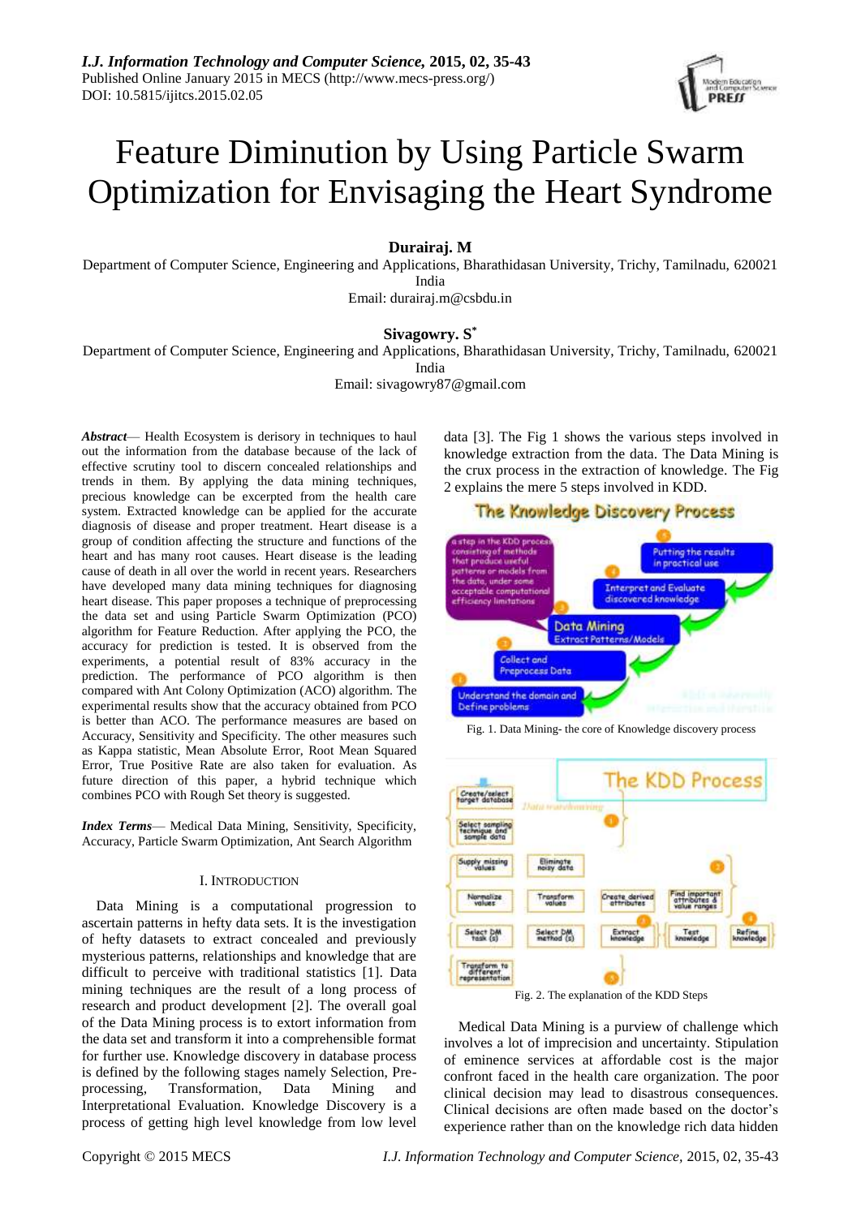# Feature Diminution by Using Particle Swarm Optimization for Envisaging the Heart Syndrome

**Durairaj. M**

Department of Computer Science, Engineering and Applications, Bharathidasan University, Trichy, Tamilnadu, 620021 India

Email: durairaj.m@csbdu.in

**Sivagowry. S***

Department of Computer Science, Engineering and Applications, Bharathidasan University, Trichy, Tamilnadu, 620021 India

Email: sivagowry87@gmail.com

***Abstract*****—** Health Ecosystem is derisory in techniques to haul out the information from the database because of the lack of effective scrutiny tool to discern concealed relationships and trends in them. By applying the data mining techniques, precious knowledge can be excerpted from the health care system. Extracted knowledge can be applied for the accurate diagnosis of disease and proper treatment. Heart disease is a group of condition affecting the structure and functions of the heart and has many root causes. Heart disease is the leading cause of death in all over the world in recent years. Researchers have developed many data mining techniques for diagnosing heart disease. This paper proposes a technique of preprocessing the data set and using Particle Swarm Optimization (PCO) algorithm for Feature Reduction. After applying the PCO, the accuracy for prediction is tested. It is observed from the experiments, a potential result of 83% accuracy in the prediction. The performance of PCO algorithm is then compared with Ant Colony Optimization (ACO) algorithm. The experimental results show that the accuracy obtained from PCO is better than ACO. The performance measures are based on Accuracy, Sensitivity and Specificity. The other measures such as Kappa statistic, Mean Absolute Error, Root Mean Squared Error, True Positive Rate are also taken for evaluation. As future direction of this paper, a hybrid technique which combines PCO with Rough Set theory is suggested.

***Index Terms*****—** Medical Data Mining, Sensitivity, Specificity, Accuracy, Particle Swarm Optimization, Ant Search Algorithm

## I. INTRODUCTION

Data Mining is a computational progression to ascertain patterns in hefty data sets. It is the investigation of hefty datasets to extract concealed and previously mysterious patterns, relationships and knowledge that are difficult to perceive with traditional statistics [1]. Data mining techniques are the result of a long process of research and product development [2]. The overall goal of the Data Mining process is to extort information from the data set and transform it into a comprehensible format for further use. Knowledge discovery in database process is defined by the following stages namely Selection, Pre-processing, Transformation, Data Mining and Interpretational Evaluation. Knowledge Discovery is a process of getting high level knowledge from low level data [3]. The Fig 1 shows the various steps involved in knowledge extraction from the data. The Data Mining is the crux process in the extraction of knowledge. The Fig 2 explains the mere 5 steps involved in KDD.

Fig. 1. Data Mining- the core of Knowledge discovery process

Fig. 2. The explanation of the KDD Steps

Medical Data Mining is a purview of challenge which involves a lot of imprecision and uncertainty. Stipulation of eminence services at affordable cost is the major confront faced in the health care organization. The poor clinical decision may lead to disastrous consequences. Clinical decisions are often made based on the doctor's experience rather than on the knowledge rich data hidden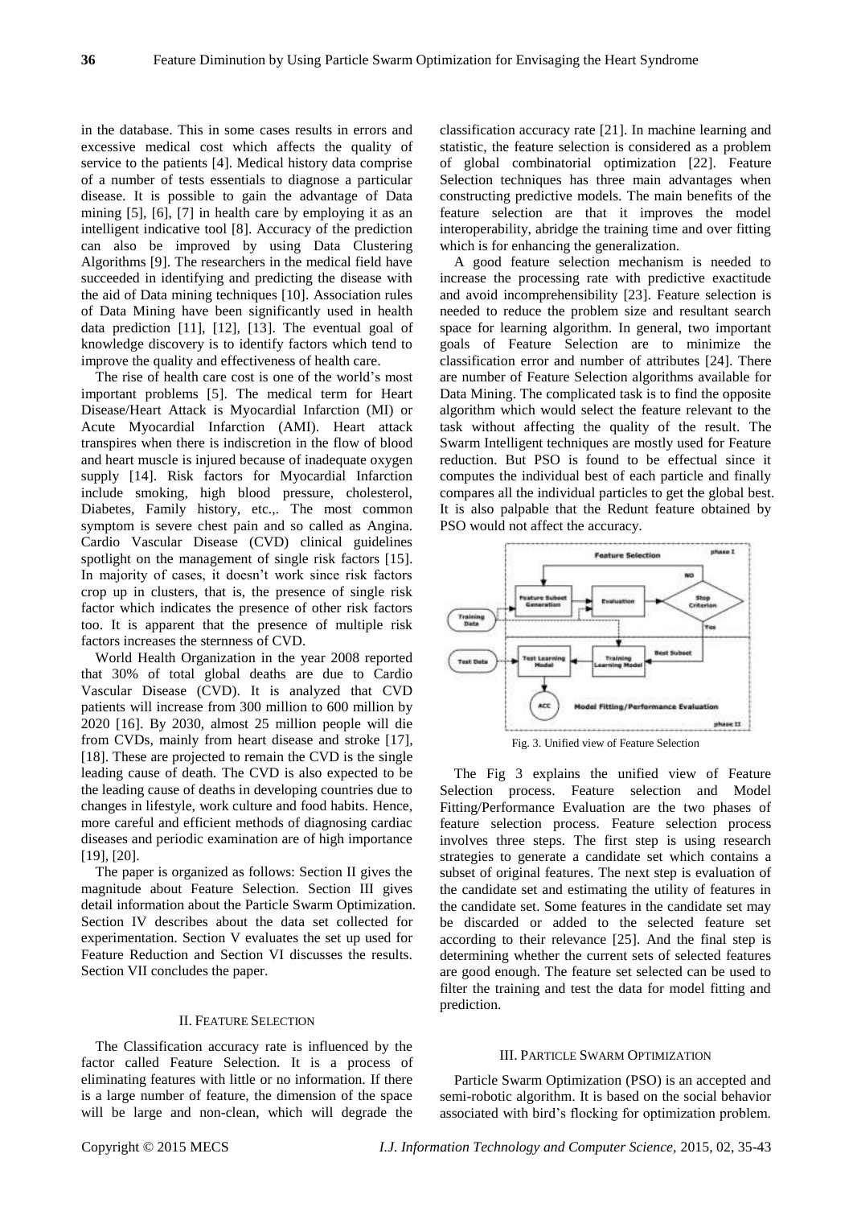in the database. This in some cases results in errors and excessive medical cost which affects the quality of service to the patients [4]. Medical history data comprise of a number of tests essentials to diagnose a particular disease. It is possible to gain the advantage of Data mining [5], [6], [7] in health care by employing it as an intelligent indicative tool [8]. Accuracy of the prediction can also be improved by using Data Clustering Algorithms [9]. The researchers in the medical field have succeeded in identifying and predicting the disease with the aid of Data mining techniques [10]. Association rules of Data Mining have been significantly used in health data prediction [11], [12], [13]. The eventual goal of knowledge discovery is to identify factors which tend to improve the quality and effectiveness of health care.

The rise of health care cost is one of the world's most important problems [5]. The medical term for Heart Disease/Heart Attack is Myocardial Infarction (MI) or Acute Myocardial Infarction (AMI). Heart attack transpires when there is indiscretion in the flow of blood and heart muscle is injured because of inadequate oxygen supply [14]. Risk factors for Myocardial Infarction include smoking, high blood pressure, cholesterol, Diabetes, Family history, etc.,. The most common symptom is severe chest pain and so called as Angina. Cardio Vascular Disease (CVD) clinical guidelines spotlight on the management of single risk factors [15]. In majority of cases, it doesn't work since risk factors crop up in clusters, that is, the presence of single risk factor which indicates the presence of other risk factors too. It is apparent that the presence of multiple risk factors increases the sternness of CVD.

World Health Organization in the year 2008 reported that 30% of total global deaths are due to Cardio Vascular Disease (CVD). It is analyzed that CVD patients will increase from 300 million to 600 million by 2020 [16]. By 2030, almost 25 million people will die from CVDs, mainly from heart disease and stroke [17], [18]. These are projected to remain the CVD is the single leading cause of death. The CVD is also expected to be the leading cause of deaths in developing countries due to changes in lifestyle, work culture and food habits. Hence, more careful and efficient methods of diagnosing cardiac diseases and periodic examination are of high importance [19], [20].

The paper is organized as follows: Section II gives the magnitude about Feature Selection. Section III gives detail information about the Particle Swarm Optimization. Section IV describes about the data set collected for experimentation. Section V evaluates the set up used for Feature Reduction and Section VI discusses the results. Section VII concludes the paper.

## II. Feature Selection

The Classification accuracy rate is influenced by the factor called Feature Selection. It is a process of eliminating features with little or no information. If there is a large number of feature, the dimension of the space will be large and non-clean, which will degrade the classification accuracy rate [21]. In machine learning and statistic, the feature selection is considered as a problem of global combinatorial optimization [22]. Feature Selection techniques has three main advantages when constructing predictive models. The main benefits of the feature selection are that it improves the model interoperability, abridge the training time and over fitting which is for enhancing the generalization.

A good feature selection mechanism is needed to increase the processing rate with predictive exactitude and avoid incomprehensibility [23]. Feature selection is needed to reduce the problem size and resultant search space for learning algorithm. In general, two important goals of Feature Selection are to minimize the classification error and number of attributes [24]. There are number of Feature Selection algorithms available for Data Mining. The complicated task is to find the opposite algorithm which would select the feature relevant to the task without affecting the quality of the result. The Swarm Intelligent techniques are mostly used for Feature reduction. But PSO is found to be effectual since it computes the individual best of each particle and finally compares all the individual particles to get the global best. It is also palpable that the Redunt feature obtained by PSO would not affect the accuracy.

Fig. 3. Unified view of Feature Selection

The Fig 3 explains the unified view of Feature Selection process. Feature selection and Model Fitting/Performance Evaluation are the two phases of feature selection process. Feature selection process involves three steps. The first step is using research strategies to generate a candidate set which contains a subset of original features. The next step is evaluation of the candidate set and estimating the utility of features in the candidate set. Some features in the candidate set may be discarded or added to the selected feature set according to their relevance [25]. And the final step is determining whether the current sets of selected features are good enough. The feature set selected can be used to filter the training and test the data for model fitting and prediction.

## III. Particle Swarm Optimization

Particle Swarm Optimization (PSO) is an accepted and semi-robotic algorithm. It is based on the social behavior associated with bird's flocking for optimization problem.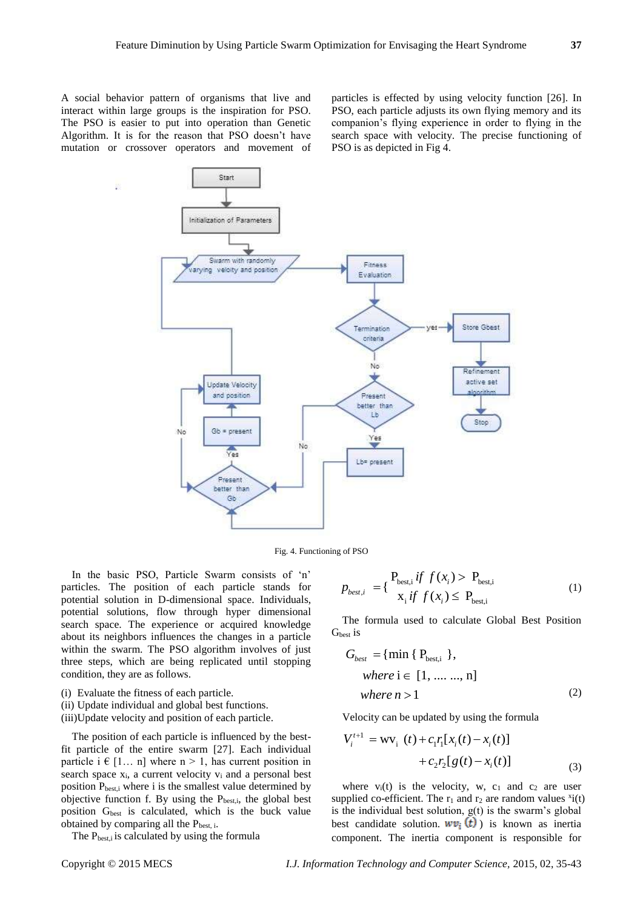A social behavior pattern of organisms that live and interact within large groups is the inspiration for PSO. The PSO is easier to put into operation than Genetic Algorithm. It is for the reason that PSO doesn't have mutation or crossover operators and movement of particles is effected by using velocity function [26]. In PSO, each particle adjusts its own flying memory and its companion's flying experience in order to flying in the search space with velocity. The precise functioning of PSO is as depicted in Fig 4.

Fig. 4. Functioning of PSO

In the basic PSO, Particle Swarm consists of 'n' particles. The position of each particle stands for potential solution in D-dimensional space. Individuals, potential solutions, flow through hyper dimensional search space. The experience or acquired knowledge about its neighbors influences the changes in a particle within the swarm. The PSO algorithm involves of just three steps, which are being replicated until stopping condition, they are as follows.

(i) Evaluate the fitness of each particle.
(ii) Update individual and global best functions.
(iii)Update velocity and position of each particle.

The position of each particle is influenced by the best-fit particle of the entire swarm [27]. Each individual particle i ∈ [1… n] where n > 1, has current position in search space $x_i$, a current velocity $v_i$ and a personal best position $P_{best,i}$ where i is the smallest value determined by objective function f. By using the $P_{best,i}$, the global best position $G_{best}$ is calculated, which is the buck value obtained by comparing all the $P_{best,i}$.

The $P_{best,i}$ is calculated by using the formula

$$p_{best,i} = \begin{cases} P_{best,i} \; if \; f(x_i) > P_{best,i} \\ x_i \; if \; f(x_i) \leq P_{best,i} \end{cases} \tag{1}$$

The formula used to calculate Global Best Position $G_{best}$ is

$$G_{best} = \{\min \{ P_{best,i} \}, \quad where \; i \in [1, .... ..., n] \quad where \; n > 1 \tag{2}$$

Velocity can be updated by using the formula

$$V_i^{t+1} = wv_i \; (t) + c_1 r_1[x_i(t) - x_i(t)] + c_2 r_2[g(t) - x_i(t)] \tag{3}$$

where $v_i(t)$ is the velocity, w, $c_1$ and $c_2$ are user supplied co-efficient. The $r_1$ and $r_2$ are random values $^x i(t)$ is the individual best solution, g(t) is the swarm's global best candidate solution. $wv_i(t)$ is known as inertia component. The inertia component is responsible for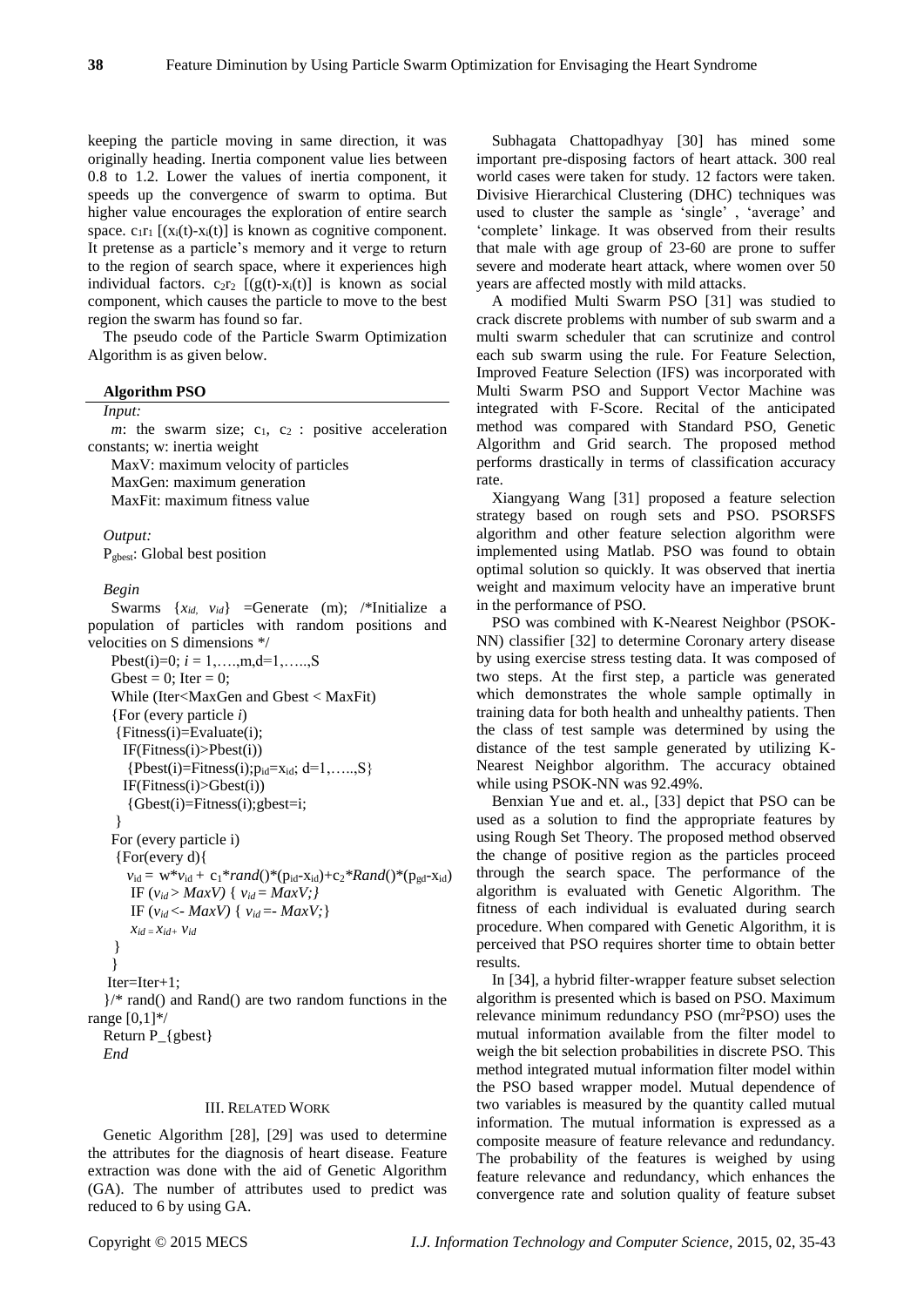keeping the particle moving in same direction, it was originally heading. Inertia component value lies between 0.8 to 1.2. Lower the values of inertia component, it speeds up the convergence of swarm to optima. But higher value encourages the exploration of entire search space. $c_1r_1$ $[(x_i(t)-x_i(t)]$ is known as cognitive component. It pretense as a particle's memory and it verge to return to the region of search space, where it experiences high individual factors. $c_2r_2$ $[(g(t)-x_i(t)]$ is known as social component, which causes the particle to move to the best region the swarm has found so far.

The pseudo code of the Particle Swarm Optimization Algorithm is as given below.

**Algorithm PSO**

```
Input:
  m: the swarm size; c1, c2 : positive acceleration
constants; w: inertia weight
  MaxV: maximum velocity of particles
  MaxGen: maximum generation
  MaxFit: maximum fitness value

Output:
  Pgbest: Global best position

Begin
  Swarms {xid, vid} =Generate (m); /*Initialize a
population of particles with random positions and
velocities on S dimensions */
  Pbest(i)=0; i = 1,….,m,d=1,…..,S
  Gbest = 0; Iter = 0;
  While (Iter<MaxGen and Gbest < MaxFit)
  {For (every particle i)
   {Fitness(i)=Evaluate(i);
    IF(Fitness(i)>Pbest(i))
     {Pbest(i)=Fitness(i);pid=xid; d=1,…..,S}
    IF(Fitness(i)>Gbest(i))
     {Gbest(i)=Fitness(i);gbest=i;
   }
  For (every particle i)
   {For(every d){
     vid = w*vid + c1*rand()*(pid-xid)+c2*Rand()*(pgd-xid)
     IF (vid > MaxV) { vid = MaxV;}
     IF (vid <- MaxV) { vid =- MaxV;}
     xid = xid+ vid
   }
  }
  Iter=Iter+1;
  }/* rand() and Rand() are two random functions in the
range [0,1]*/
  Return P_{gbest}
End
```

## III. Related Work

Genetic Algorithm [28], [29] was used to determine the attributes for the diagnosis of heart disease. Feature extraction was done with the aid of Genetic Algorithm (GA). The number of attributes used to predict was reduced to 6 by using GA.

Subhagata Chattopadhyay [30] has mined some important pre-disposing factors of heart attack. 300 real world cases were taken for study. 12 factors were taken. Divisive Hierarchical Clustering (DHC) techniques was used to cluster the sample as 'single' , 'average' and 'complete' linkage. It was observed from their results that male with age group of 23-60 are prone to suffer severe and moderate heart attack, where women over 50 years are affected mostly with mild attacks.

A modified Multi Swarm PSO [31] was studied to crack discrete problems with number of sub swarm and a multi swarm scheduler that can scrutinize and control each sub swarm using the rule. For Feature Selection, Improved Feature Selection (IFS) was incorporated with Multi Swarm PSO and Support Vector Machine was integrated with F-Score. Recital of the anticipated method was compared with Standard PSO, Genetic Algorithm and Grid search. The proposed method performs drastically in terms of classification accuracy rate.

Xiangyang Wang [31] proposed a feature selection strategy based on rough sets and PSO. PSORSFS algorithm and other feature selection algorithm were implemented using Matlab. PSO was found to obtain optimal solution so quickly. It was observed that inertia weight and maximum velocity have an imperative brunt in the performance of PSO.

PSO was combined with K-Nearest Neighbor (PSOK-NN) classifier [32] to determine Coronary artery disease by using exercise stress testing data. It was composed of two steps. At the first step, a particle was generated which demonstrates the whole sample optimally in training data for both health and unhealthy patients. Then the class of test sample was determined by using the distance of the test sample generated by utilizing K-Nearest Neighbor algorithm. The accuracy obtained while using PSOK-NN was 92.49%.

Benxian Yue and et. al., [33] depict that PSO can be used as a solution to find the appropriate features by using Rough Set Theory. The proposed method observed the change of positive region as the particles proceed through the search space. The performance of the algorithm is evaluated with Genetic Algorithm. The fitness of each individual is evaluated during search procedure. When compared with Genetic Algorithm, it is perceived that PSO requires shorter time to obtain better results.

In [34], a hybrid filter-wrapper feature subset selection algorithm is presented which is based on PSO. Maximum relevance minimum redundancy PSO ($mr^2$PSO) uses the mutual information available from the filter model to weigh the bit selection probabilities in discrete PSO. This method integrated mutual information filter model within the PSO based wrapper model. Mutual dependence of two variables is measured by the quantity called mutual information. The mutual information is expressed as a composite measure of feature relevance and redundancy. The probability of the features is weighed by using feature relevance and redundancy, which enhances the convergence rate and solution quality of feature subset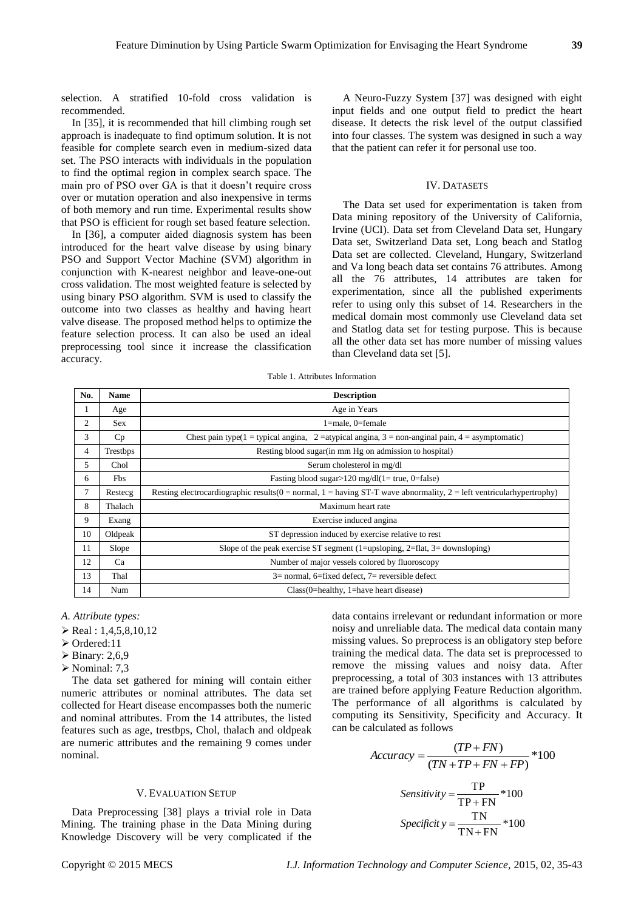selection. A stratified 10-fold cross validation is recommended.

In [35], it is recommended that hill climbing rough set approach is inadequate to find optimum solution. It is not feasible for complete search even in medium-sized data set. The PSO interacts with individuals in the population to find the optimal region in complex search space. The main pro of PSO over GA is that it doesn't require cross over or mutation operation and also inexpensive in terms of both memory and run time. Experimental results show that PSO is efficient for rough set based feature selection.

In [36], a computer aided diagnosis system has been introduced for the heart valve disease by using binary PSO and Support Vector Machine (SVM) algorithm in conjunction with K-nearest neighbor and leave-one-out cross validation. The most weighted feature is selected by using binary PSO algorithm. SVM is used to classify the outcome into two classes as healthy and having heart valve disease. The proposed method helps to optimize the feature selection process. It can also be used an ideal preprocessing tool since it increase the classification accuracy.

A Neuro-Fuzzy System [37] was designed with eight input fields and one output field to predict the heart disease. It detects the risk level of the output classified into four classes. The system was designed in such a way that the patient can refer it for personal use too.

## IV. Datasets

The Data set used for experimentation is taken from Data mining repository of the University of California, Irvine (UCI). Data set from Cleveland Data set, Hungary Data set, Switzerland Data set, Long beach and Statlog Data set are collected. Cleveland, Hungary, Switzerland and Va long beach data set contains 76 attributes. Among all the 76 attributes, 14 attributes are taken for experimentation, since all the published experiments refer to using only this subset of 14. Researchers in the medical domain most commonly use Cleveland data set and Statlog data set for testing purpose. This is because all the other data set has more number of missing values than Cleveland data set [5].

Table 1. Attributes Information

| No. | Name | Description |
|---|---|---|
| 1 | Age | Age in Years |
| 2 | Sex | 1=male, 0=female |
| 3 | Cp | Chest pain type(1 = typical angina, 2 =atypical angina, 3 = non-anginal pain, 4 = asymptomatic) |
| 4 | Trestbps | Resting blood sugar(in mm Hg on admission to hospital) |
| 5 | Chol | Serum cholesterol in mg/dl |
| 6 | Fbs | Fasting blood sugar>120 mg/dl(1= true, 0=false) |
| 7 | Restecg | Resting electrocardiographic results(0 = normal, 1 = having ST-T wave abnormality, 2 = left ventricularhypertrophy) |
| 8 | Thalach | Maximum heart rate |
| 9 | Exang | Exercise induced angina |
| 10 | Oldpeak | ST depression induced by exercise relative to rest |
| 11 | Slope | Slope of the peak exercise ST segment (1=upsloping, 2=flat, 3= downsloping) |
| 12 | Ca | Number of major vessels colored by fluoroscopy |
| 13 | Thal | 3= normal, 6=fixed defect, 7= reversible defect |
| 14 | Num | Class(0=healthy, 1=have heart disease) |

### *A. Attribute types:*

- Real : 1,4,5,8,10,12
- Ordered:11
- Binary: 2,6,9
- Nominal: 7,3

The data set gathered for mining will contain either numeric attributes or nominal attributes. The data set collected for Heart disease encompasses both the numeric and nominal attributes. From the 14 attributes, the listed features such as age, trestbps, Chol, thalach and oldpeak are numeric attributes and the remaining 9 comes under nominal.

## V. Evaluation Setup

Data Preprocessing [38] plays a trivial role in Data Mining. The training phase in the Data Mining during Knowledge Discovery will be very complicated if the data contains irrelevant or redundant information or more noisy and unreliable data. The medical data contain many missing values. So preprocess is an obligatory step before training the medical data. The data set is preprocessed to remove the missing values and noisy data. After preprocessing, a total of 303 instances with 13 attributes are trained before applying Feature Reduction algorithm. The performance of all algorithms is calculated by computing its Sensitivity, Specificity and Accuracy. It can be calculated as follows

$$Accuracy = \frac{(TP + FN)}{(TN + TP + FN + FP)} * 100$$

$$Sensitivity = \frac{\text{TP}}{\text{TP} + \text{FN}} * 100$$

$$Specificity = \frac{\text{TN}}{\text{TN} + \text{FN}} * 100$$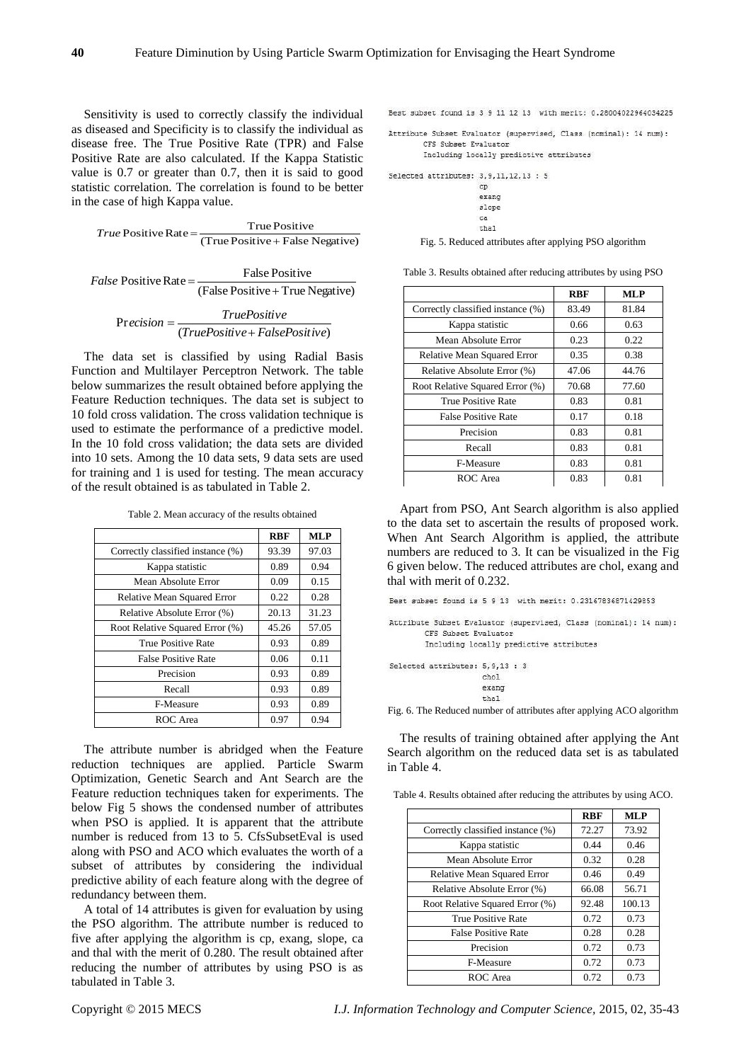Sensitivity is used to correctly classify the individual as diseased and Specificity is to classify the individual as disease free. The True Positive Rate (TPR) and False Positive Rate are also calculated. If the Kappa Statistic value is 0.7 or greater than 0.7, then it is said to good statistic correlation. The correlation is found to be better in the case of high Kappa value.

$$True\text{ Positive Rate} = \frac{\text{True Positive}}{(\text{True Positive} + \text{False Negative})}$$

$$False\text{ Positive Rate} = \frac{\text{False Positive}}{(\text{False Positive} + \text{True Negative})}$$

$$\Pr ecision = \frac{TruePositive}{(TruePositive + FalsePositive)}$$

The data set is classified by using Radial Basis Function and Multilayer Perceptron Network. The table below summarizes the result obtained before applying the Feature Reduction techniques. The data set is subject to 10 fold cross validation. The cross validation technique is used to estimate the performance of a predictive model. In the 10 fold cross validation; the data sets are divided into 10 sets. Among the 10 data sets, 9 data sets are used for training and 1 is used for testing. The mean accuracy of the result obtained is as tabulated in Table 2.

Table 2. Mean accuracy of the results obtained

| | RBF | MLP |
|---|---|---|
| Correctly classified instance (%) | 93.39 | 97.03 |
| Kappa statistic | 0.89 | 0.94 |
| Mean Absolute Error | 0.09 | 0.15 |
| Relative Mean Squared Error | 0.22 | 0.28 |
| Relative Absolute Error (%) | 20.13 | 31.23 |
| Root Relative Squared Error (%) | 45.26 | 57.05 |
| True Positive Rate | 0.93 | 0.89 |
| False Positive Rate | 0.06 | 0.11 |
| Precision | 0.93 | 0.89 |
| Recall | 0.93 | 0.89 |
| F-Measure | 0.93 | 0.89 |
| ROC Area | 0.97 | 0.94 |

The attribute number is abridged when the Feature reduction techniques are applied. Particle Swarm Optimization, Genetic Search and Ant Search are the Feature reduction techniques taken for experiments. The below Fig 5 shows the condensed number of attributes when PSO is applied. It is apparent that the attribute number is reduced from 13 to 5. CfsSubsetEval is used along with PSO and ACO which evaluates the worth of a subset of attributes by considering the individual predictive ability of each feature along with the degree of redundancy between them.

A total of 14 attributes is given for evaluation by using the PSO algorithm. The attribute number is reduced to five after applying the algorithm is cp, exang, slope, ca and thal with the merit of 0.280. The result obtained after reducing the number of attributes by using PSO is as tabulated in Table 3.

```
Best subset found is 3 9 11 12 13  with merit: 0.28004022964034225

Attribute Subset Evaluator (supervised, Class (nominal): 14 num):
        CFS Subset Evaluator
        Including locally predictive attributes

Selected attributes: 3,9,11,12,13 : 5
                     cp
                     exang
                     slope
                     ca
                     thal
```

Fig. 5. Reduced attributes after applying PSO algorithm

Table 3. Results obtained after reducing attributes by using PSO

| | RBF | MLP |
|---|---|---|
| Correctly classified instance (%) | 83.49 | 81.84 |
| Kappa statistic | 0.66 | 0.63 |
| Mean Absolute Error | 0.23 | 0.22 |
| Relative Mean Squared Error | 0.35 | 0.38 |
| Relative Absolute Error (%) | 47.06 | 44.76 |
| Root Relative Squared Error (%) | 70.68 | 77.60 |
| True Positive Rate | 0.83 | 0.81 |
| False Positive Rate | 0.17 | 0.18 |
| Precision | 0.83 | 0.81 |
| Recall | 0.83 | 0.81 |
| F-Measure | 0.83 | 0.81 |
| ROC Area | 0.83 | 0.81 |

Apart from PSO, Ant Search algorithm is also applied to the data set to ascertain the results of proposed work. When Ant Search Algorithm is applied, the attribute numbers are reduced to 3. It can be visualized in the Fig 6 given below. The reduced attributes are chol, exang and thal with merit of 0.232.

```
Best subset found is 5 9 13  with merit: 0.23167836871429853

Attribute Subset Evaluator (supervised, Class (nominal): 14 num):
        CFS Subset Evaluator
        Including locally predictive attributes

Selected attributes: 5,9,13 : 3
                     chol
                     exang
                     thal
```

Fig. 6. The Reduced number of attributes after applying ACO algorithm

The results of training obtained after applying the Ant Search algorithm on the reduced data set is as tabulated in Table 4.

Table 4. Results obtained after reducing the attributes by using ACO.

| | RBF | MLP |
|---|---|---|
| Correctly classified instance (%) | 72.27 | 73.92 |
| Kappa statistic | 0.44 | 0.46 |
| Mean Absolute Error | 0.32 | 0.28 |
| Relative Mean Squared Error | 0.46 | 0.49 |
| Relative Absolute Error (%) | 66.08 | 56.71 |
| Root Relative Squared Error (%) | 92.48 | 100.13 |
| True Positive Rate | 0.72 | 0.73 |
| False Positive Rate | 0.28 | 0.28 |
| Precision | 0.72 | 0.73 |
| F-Measure | 0.72 | 0.73 |
| ROC Area | 0.72 | 0.73 |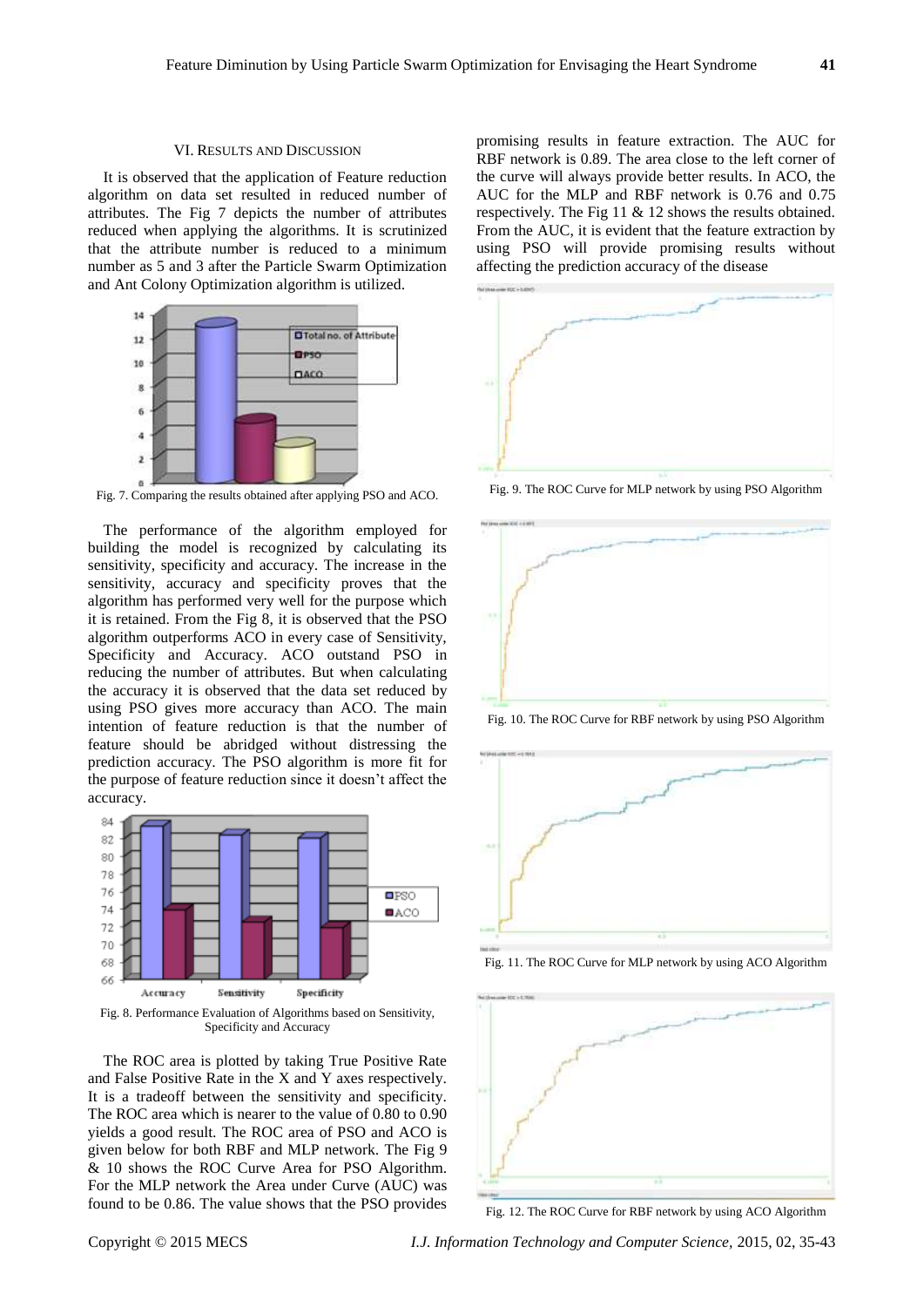## VI. RESULTS AND DISCUSSION

It is observed that the application of Feature reduction algorithm on data set resulted in reduced number of attributes. The Fig 7 depicts the number of attributes reduced when applying the algorithms. It is scrutinized that the attribute number is reduced to a minimum number as 5 and 3 after the Particle Swarm Optimization and Ant Colony Optimization algorithm is utilized.

Fig. 7. Comparing the results obtained after applying PSO and ACO.

The performance of the algorithm employed for building the model is recognized by calculating its sensitivity, specificity and accuracy. The increase in the sensitivity, accuracy and specificity proves that the algorithm has performed very well for the purpose which it is retained. From the Fig 8, it is observed that the PSO algorithm outperforms ACO in every case of Sensitivity, Specificity and Accuracy. ACO outstand PSO in reducing the number of attributes. But when calculating the accuracy it is observed that the data set reduced by using PSO gives more accuracy than ACO. The main intention of feature reduction is that the number of feature should be abridged without distressing the prediction accuracy. The PSO algorithm is more fit for the purpose of feature reduction since it doesn't affect the accuracy.

Fig. 8. Performance Evaluation of Algorithms based on Sensitivity, Specificity and Accuracy

The ROC area is plotted by taking True Positive Rate and False Positive Rate in the X and Y axes respectively. It is a tradeoff between the sensitivity and specificity. The ROC area which is nearer to the value of 0.80 to 0.90 yields a good result. The ROC area of PSO and ACO is given below for both RBF and MLP network. The Fig 9 & 10 shows the ROC Curve Area for PSO Algorithm. For the MLP network the Area under Curve (AUC) was found to be 0.86. The value shows that the PSO provides promising results in feature extraction. The AUC for RBF network is 0.89. The area close to the left corner of the curve will always provide better results. In ACO, the AUC for the MLP and RBF network is 0.76 and 0.75 respectively. The Fig 11 & 12 shows the results obtained. From the AUC, it is evident that the feature extraction by using PSO will provide promising results without affecting the prediction accuracy of the disease

Fig. 9. The ROC Curve for MLP network by using PSO Algorithm

Fig. 10. The ROC Curve for RBF network by using PSO Algorithm

Fig. 11. The ROC Curve for MLP network by using ACO Algorithm

Fig. 12. The ROC Curve for RBF network by using ACO Algorithm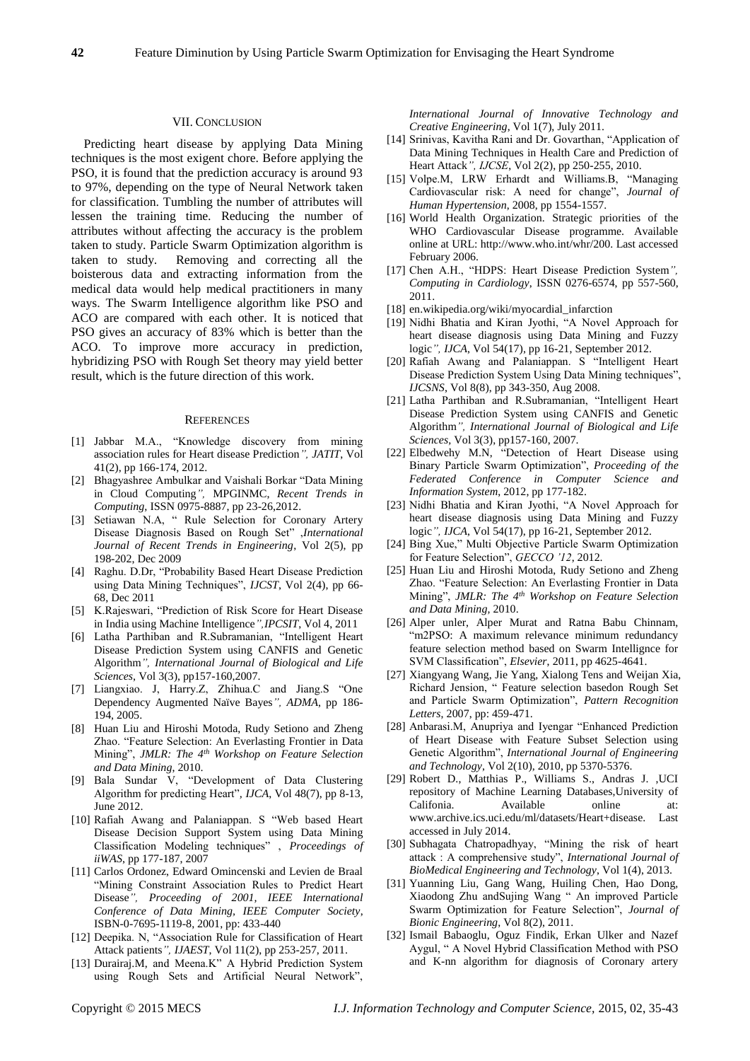## VII. Conclusion

Predicting heart disease by applying Data Mining techniques is the most exigent chore. Before applying the PSO, it is found that the prediction accuracy is around 93 to 97%, depending on the type of Neural Network taken for classification. Tumbling the number of attributes will lessen the training time. Reducing the number of attributes without affecting the accuracy is the problem taken to study. Particle Swarm Optimization algorithm is taken to study. Removing and correcting all the boisterous data and extracting information from the medical data would help medical practitioners in many ways. The Swarm Intelligence algorithm like PSO and ACO are compared with each other. It is noticed that PSO gives an accuracy of 83% which is better than the ACO. To improve more accuracy in prediction, hybridizing PSO with Rough Set theory may yield better result, which is the future direction of this work.

## References

- [1] Jabbar M.A., "Knowledge discovery from mining association rules for Heart disease Prediction*", JATIT*, Vol 41(2), pp 166-174, 2012.
- [2] Bhagyashree Ambulkar and Vaishali Borkar "Data Mining in Cloud Computing*",* MPGINMC, *Recent Trends in Computing*, ISSN 0975-8887, pp 23-26,2012.
- [3] Setiawan N.A, " Rule Selection for Coronary Artery Disease Diagnosis Based on Rough Set" ,*International Journal of Recent Trends in Engineering*, Vol 2(5), pp 198-202, Dec 2009
- [4] Raghu. D.Dr, "Probability Based Heart Disease Prediction using Data Mining Techniques", *IJCST*, Vol 2(4), pp 66-68, Dec 2011
- [5] K.Rajeswari, "Prediction of Risk Score for Heart Disease in India using Machine Intelligence*",IPCSIT*, Vol 4, 2011
- [6] Latha Parthiban and R.Subramanian, "Intelligent Heart Disease Prediction System using CANFIS and Genetic Algorithm*", International Journal of Biological and Life Sciences*, Vol 3(3), pp157-160,2007.
- [7] Liangxiao. J, Harry.Z, Zhihua.C and Jiang.S "One Dependency Augmented Naïve Bayes*", ADMA*, pp 186-194, 2005.
- [8] Huan Liu and Hiroshi Motoda, Rudy Setiono and Zheng Zhao. "Feature Selection: An Everlasting Frontier in Data Mining", *JMLR: The 4th Workshop on Feature Selection and Data Mining*, 2010.
- [9] Bala Sundar V, "Development of Data Clustering Algorithm for predicting Heart", *IJCA*, Vol 48(7), pp 8-13, June 2012.
- [10] Rafiah Awang and Palaniappan. S "Web based Heart Disease Decision Support System using Data Mining Classification Modeling techniques" , *Proceedings of iiWAS*, pp 177-187, 2007
- [11] Carlos Ordonez, Edward Omincenski and Levien de Braal "Mining Constraint Association Rules to Predict Heart Disease*", Proceeding of 2001, IEEE International Conference of Data Mining, IEEE Computer Society*, ISBN-0-7695-1119-8, 2001, pp: 433-440
- [12] Deepika. N, "Association Rule for Classification of Heart Attack patients*", IJAEST*, Vol 11(2), pp 253-257, 2011.
- [13] Durairaj.M, and Meena.K" A Hybrid Prediction System using Rough Sets and Artificial Neural Network", *International Journal of Innovative Technology and Creative Engineering*, Vol 1(7), July 2011.
- [14] Srinivas, Kavitha Rani and Dr. Govarthan, "Application of Data Mining Techniques in Health Care and Prediction of Heart Attack*", IJCSE*, Vol 2(2), pp 250-255, 2010.
- [15] Volpe.M, LRW Erhardt and Williams.B, "Managing Cardiovascular risk: A need for change", *Journal of Human Hypertension*, 2008, pp 1554-1557.
- [16] World Health Organization. Strategic priorities of the WHO Cardiovascular Disease programme. Available online at URL: http://www.who.int/whr/200. Last accessed February 2006.
- [17] Chen A.H., "HDPS: Heart Disease Prediction System*", Computing in Cardiology*, ISSN 0276-6574, pp 557-560, 2011.
- [18] en.wikipedia.org/wiki/myocardial_infarction
- [19] Nidhi Bhatia and Kiran Jyothi, "A Novel Approach for heart disease diagnosis using Data Mining and Fuzzy logic*", IJCA*, Vol 54(17), pp 16-21, September 2012.
- [20] Rafiah Awang and Palaniappan. S "Intelligent Heart Disease Prediction System Using Data Mining techniques", *IJCSNS*, Vol 8(8), pp 343-350, Aug 2008.
- [21] Latha Parthiban and R.Subramanian, "Intelligent Heart Disease Prediction System using CANFIS and Genetic Algorithm*", International Journal of Biological and Life Sciences*, Vol 3(3), pp157-160, 2007.
- [22] Elbedwehy M.N, "Detection of Heart Disease using Binary Particle Swarm Optimization", *Proceeding of the Federated Conference in Computer Science and Information System*, 2012, pp 177-182.
- [23] Nidhi Bhatia and Kiran Jyothi, "A Novel Approach for heart disease diagnosis using Data Mining and Fuzzy logic*", IJCA*, Vol 54(17), pp 16-21, September 2012.
- [24] Bing Xue," Multi Objective Particle Swarm Optimization for Feature Selection", *GECCO '12*, 2012.
- [25] Huan Liu and Hiroshi Motoda, Rudy Setiono and Zheng Zhao. "Feature Selection: An Everlasting Frontier in Data Mining", *JMLR: The 4th Workshop on Feature Selection and Data Mining*, 2010.
- [26] Alper unler, Alper Murat and Ratna Babu Chinnam, "m2PSO: A maximum relevance minimum redundancy feature selection method based on Swarm Intellignce for SVM Classification", *Elsevier*, 2011, pp 4625-4641.
- [27] Xiangyang Wang, Jie Yang, Xialong Tens and Weijan Xia, Richard Jension, " Feature selection basedon Rough Set and Particle Swarm Optimization", *Pattern Recognition Letters*, 2007, pp: 459-471.
- [28] Anbarasi.M, Anupriya and Iyengar "Enhanced Prediction of Heart Disease with Feature Subset Selection using Genetic Algorithm", *International Journal of Engineering and Technology*, Vol 2(10), 2010, pp 5370-5376.
- [29] Robert D., Matthias P., Williams S., Andras J. ,UCI repository of Machine Learning Databases,University of Califonia. Available online at: www.archive.ics.uci.edu/ml/datasets/Heart+disease. Last accessed in July 2014.
- [30] Subhagata Chatropadhyay, "Mining the risk of heart attack : A comprehensive study", *International Journal of BioMedical Engineering and Technology*, Vol 1(4), 2013.
- [31] Yuanning Liu, Gang Wang, Huiling Chen, Hao Dong, Xiaodong Zhu andSujing Wang " An improved Particle Swarm Optimization for Feature Selection", *Journal of Bionic Engineering*, Vol 8(2), 2011.
- [32] Ismail Babaoglu, Oguz Findik, Erkan Ulker and Nazef Aygul, " A Novel Hybrid Classification Method with PSO and K-nn algorithm for diagnosis of Coronary artery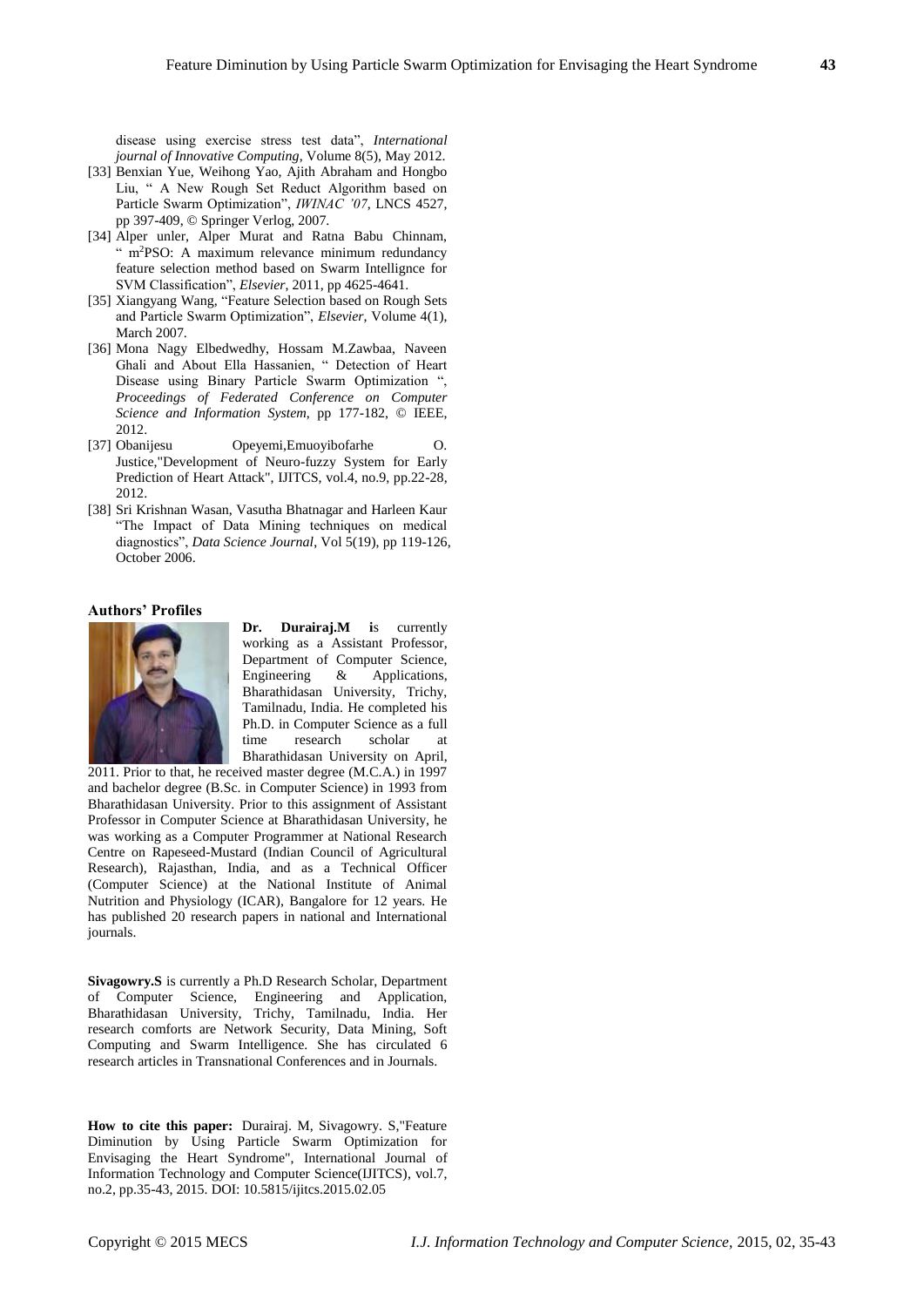disease using exercise stress test data", *International journal of Innovative Computing*, Volume 8(5), May 2012.

[33] Benxian Yue, Weihong Yao, Ajith Abraham and Hongbo Liu, " A New Rough Set Reduct Algorithm based on Particle Swarm Optimization", *IWINAC '07*, LNCS 4527, pp 397-409, © Springer Verlog, 2007.

[34] Alper unler, Alper Murat and Ratna Babu Chinnam, " $m^2$PSO: A maximum relevance minimum redundancy feature selection method based on Swarm Intellignce for SVM Classification", *Elsevier*, 2011, pp 4625-4641.

[35] Xiangyang Wang, "Feature Selection based on Rough Sets and Particle Swarm Optimization", *Elsevier*, Volume 4(1), March 2007.

[36] Mona Nagy Elbedwedhy, Hossam M.Zawbaa, Naveen Ghali and About Ella Hassanien, " Detection of Heart Disease using Binary Particle Swarm Optimization ", *Proceedings of Federated Conference on Computer Science and Information System*, pp 177-182, © IEEE, 2012.

[37] Obanijesu Opeyemi,Emuoyibofarhe O. Justice,"Development of Neuro-fuzzy System for Early Prediction of Heart Attack", IJITCS, vol.4, no.9, pp.22-28, 2012.

[38] Sri Krishnan Wasan, Vasutha Bhatnagar and Harleen Kaur "The Impact of Data Mining techniques on medical diagnostics", *Data Science Journal*, Vol 5(19), pp 119-126, October 2006.

## Authors' Profiles

**Dr. Durairaj.M i**s currently working as a Assistant Professor, Department of Computer Science, Engineering & Applications, Bharathidasan University, Trichy, Tamilnadu, India. He completed his Ph.D. in Computer Science as a full time research scholar at Bharathidasan University on April, 2011. Prior to that, he received master degree (M.C.A.) in 1997 and bachelor degree (B.Sc. in Computer Science) in 1993 from Bharathidasan University. Prior to this assignment of Assistant Professor in Computer Science at Bharathidasan University, he was working as a Computer Programmer at National Research Centre on Rapeseed-Mustard (Indian Council of Agricultural Research), Rajasthan, India, and as a Technical Officer (Computer Science) at the National Institute of Animal Nutrition and Physiology (ICAR), Bangalore for 12 years. He has published 20 research papers in national and International journals.

**Sivagowry.S** is currently a Ph.D Research Scholar, Department of Computer Science, Engineering and Application, Bharathidasan University, Trichy, Tamilnadu, India. Her research comforts are Network Security, Data Mining, Soft Computing and Swarm Intelligence. She has circulated 6 research articles in Transnational Conferences and in Journals.

**How to cite this paper:** Durairaj. M, Sivagowry. S,"Feature Diminution by Using Particle Swarm Optimization for Envisaging the Heart Syndrome", International Journal of Information Technology and Computer Science(IJITCS), vol.7, no.2, pp.35-43, 2015. DOI: 10.5815/ijitcs.2015.02.05